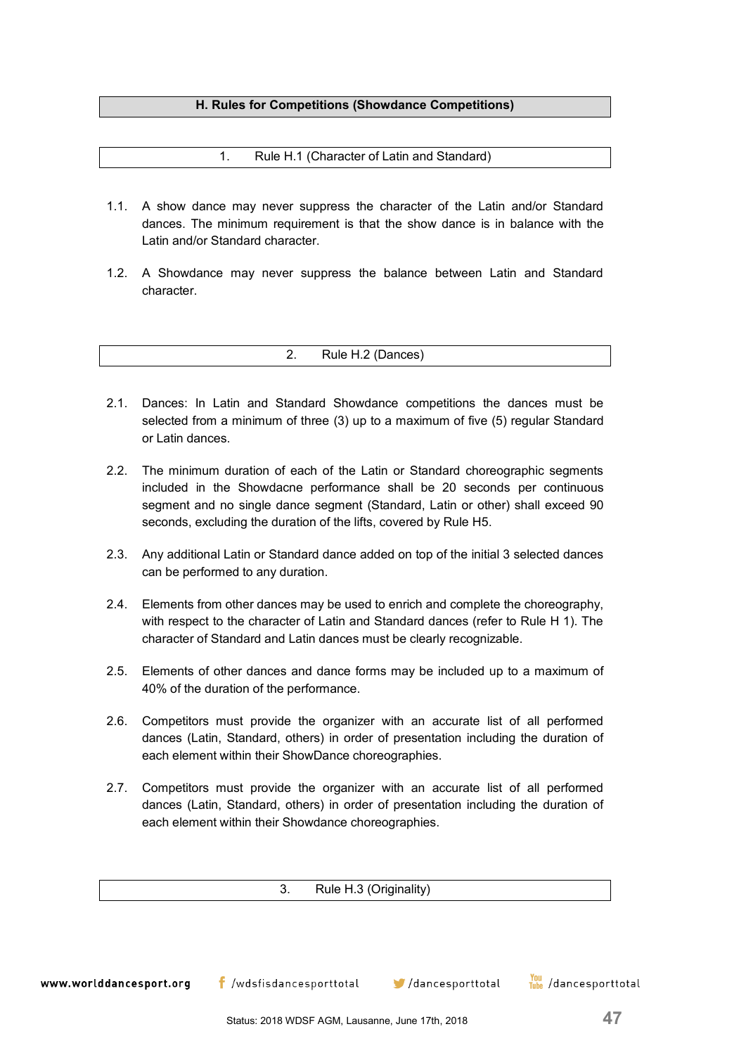## H. Rules for Competitions (Showdance Competitions)

### 1. Rule H.1 (Character of Latin and Standard)

1.1. A show dance may never suppress the character of the Latin and/or Standard dances. The minimum requirement is that the show dance is in balance with the Latin and/or Standard character.

1.2. A Showdance may never suppress the balance between Latin and Standard character.

### 2. Rule H.2 (Dances)

2.1. Dances: In Latin and Standard Showdance competitions the dances must be selected from a minimum of three (3) up to a maximum of five (5) regular Standard or Latin dances.

2.2. The minimum duration of each of the Latin or Standard choreographic segments included in the Showdacne performance shall be 20 seconds per continuous segment and no single dance segment (Standard, Latin or other) shall exceed 90 seconds, excluding the duration of the lifts, covered by Rule H5.

2.3. Any additional Latin or Standard dance added on top of the initial 3 selected dances can be performed to any duration.

2.4. Elements from other dances may be used to enrich and complete the choreography, with respect to the character of Latin and Standard dances (refer to Rule H 1). The character of Standard and Latin dances must be clearly recognizable.

2.5. Elements of other dances and dance forms may be included up to a maximum of 40% of the duration of the performance.

2.6. Competitors must provide the organizer with an accurate list of all performed dances (Latin, Standard, others) in order of presentation including the duration of each element within their ShowDance choreographies.

2.7. Competitors must provide the organizer with an accurate list of all performed dances (Latin, Standard, others) in order of presentation including the duration of each element within their Showdance choreographies.

### 3. Rule H.3 (Originality)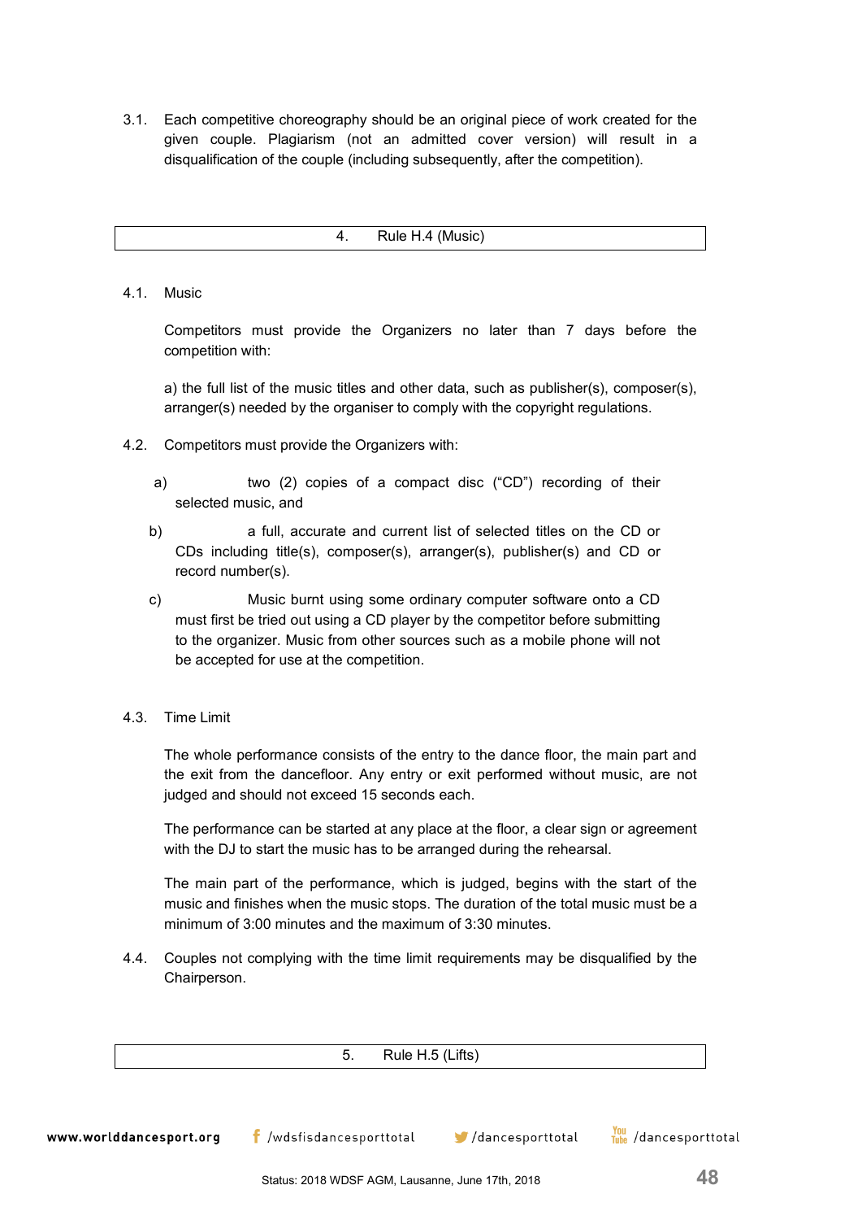3.1. Each competitive choreography should be an original piece of work created for the given couple. Plagiarism (not an admitted cover version) will result in a disqualification of the couple (including subsequently, after the competition).

## 4. Rule H.4 (Music)

4.1. Music

Competitors must provide the Organizers no later than 7 days before the competition with:

a) the full list of the music titles and other data, such as publisher(s), composer(s), arranger(s) needed by the organiser to comply with the copyright regulations.

4.2. Competitors must provide the Organizers with:

a) two (2) copies of a compact disc ("CD") recording of their selected music, and

b) a full, accurate and current list of selected titles on the CD or CDs including title(s), composer(s), arranger(s), publisher(s) and CD or record number(s).

c) Music burnt using some ordinary computer software onto a CD must first be tried out using a CD player by the competitor before submitting to the organizer. Music from other sources such as a mobile phone will not be accepted for use at the competition.

4.3. Time Limit

The whole performance consists of the entry to the dance floor, the main part and the exit from the dancefloor. Any entry or exit performed without music, are not judged and should not exceed 15 seconds each.

The performance can be started at any place at the floor, a clear sign or agreement with the DJ to start the music has to be arranged during the rehearsal.

The main part of the performance, which is judged, begins with the start of the music and finishes when the music stops. The duration of the total music must be a minimum of 3:00 minutes and the maximum of 3:30 minutes.

4.4. Couples not complying with the time limit requirements may be disqualified by the Chairperson.

## 5. Rule H.5 (Lifts)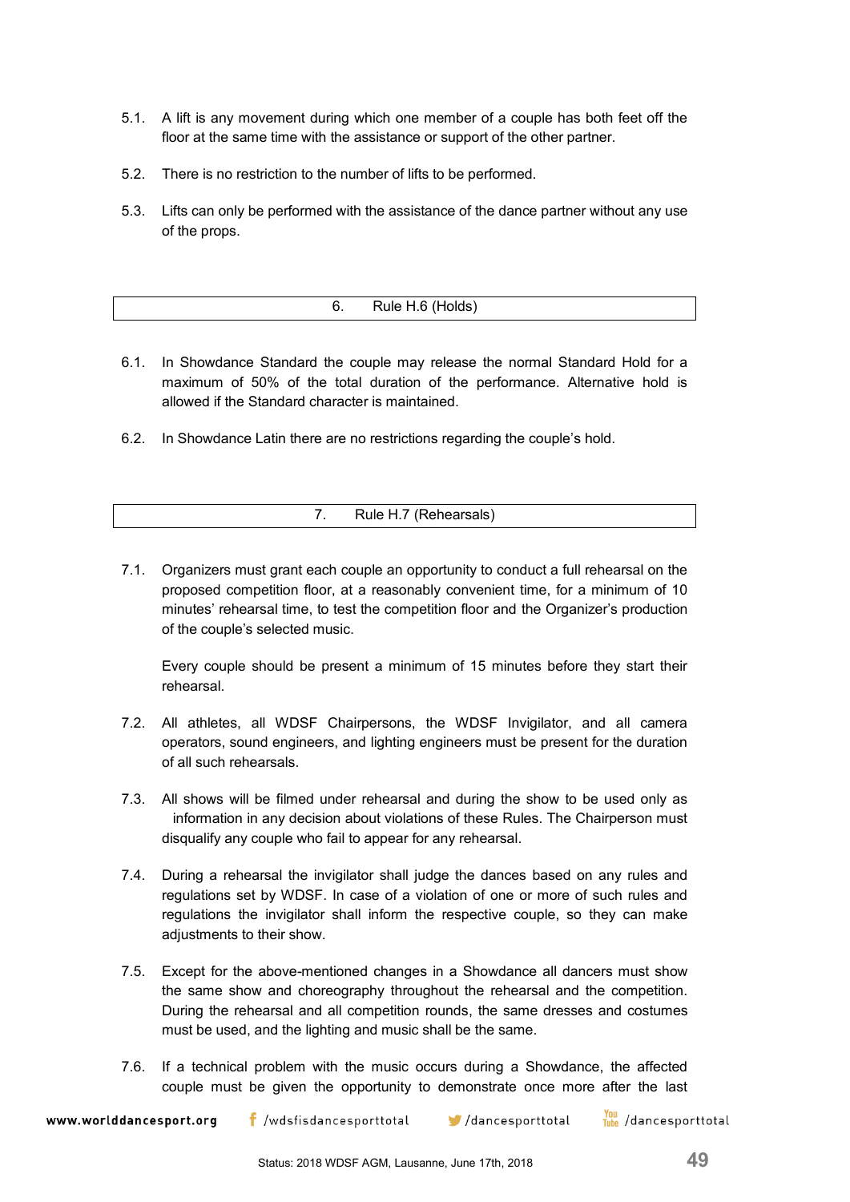5.1. A lift is any movement during which one member of a couple has both feet off the floor at the same time with the assistance or support of the other partner.

5.2. There is no restriction to the number of lifts to be performed.

5.3. Lifts can only be performed with the assistance of the dance partner without any use of the props.

## 6. Rule H.6 (Holds)

6.1. In Showdance Standard the couple may release the normal Standard Hold for a maximum of 50% of the total duration of the performance. Alternative hold is allowed if the Standard character is maintained.

6.2. In Showdance Latin there are no restrictions regarding the couple's hold.

## 7. Rule H.7 (Rehearsals)

7.1. Organizers must grant each couple an opportunity to conduct a full rehearsal on the proposed competition floor, at a reasonably convenient time, for a minimum of 10 minutes' rehearsal time, to test the competition floor and the Organizer's production of the couple's selected music.

Every couple should be present a minimum of 15 minutes before they start their rehearsal.

7.2. All athletes, all WDSF Chairpersons, the WDSF Invigilator, and all camera operators, sound engineers, and lighting engineers must be present for the duration of all such rehearsals.

7.3. All shows will be filmed under rehearsal and during the show to be used only as information in any decision about violations of these Rules. The Chairperson must disqualify any couple who fail to appear for any rehearsal.

7.4. During a rehearsal the invigilator shall judge the dances based on any rules and regulations set by WDSF. In case of a violation of one or more of such rules and regulations the invigilator shall inform the respective couple, so they can make adjustments to their show.

7.5. Except for the above-mentioned changes in a Showdance all dancers must show the same show and choreography throughout the rehearsal and the competition. During the rehearsal and all competition rounds, the same dresses and costumes must be used, and the lighting and music shall be the same.

7.6. If a technical problem with the music occurs during a Showdance, the affected couple must be given the opportunity to demonstrate once more after the last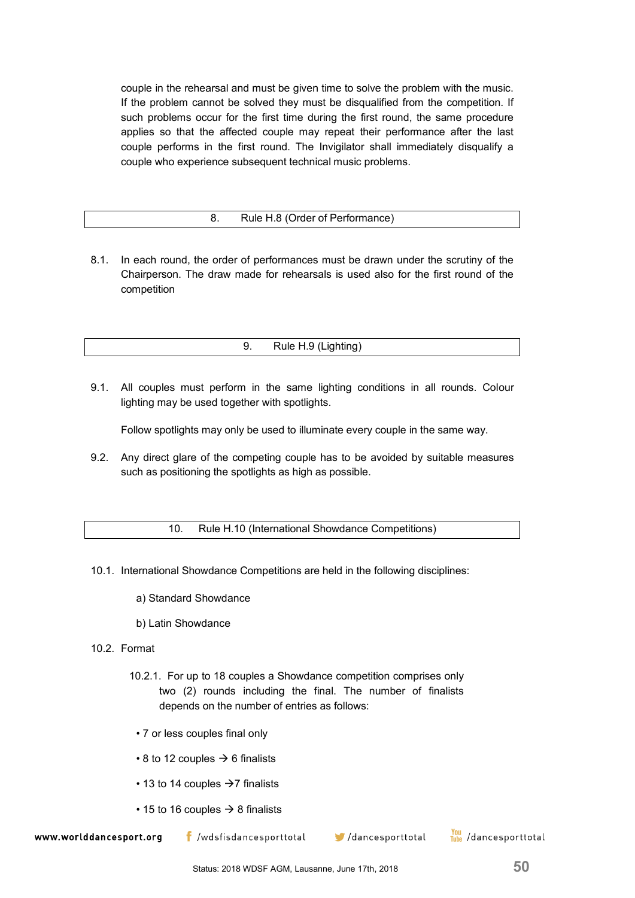couple in the rehearsal and must be given time to solve the problem with the music. If the problem cannot be solved they must be disqualified from the competition. If such problems occur for the first time during the first round, the same procedure applies so that the affected couple may repeat their performance after the last couple performs in the first round. The Invigilator shall immediately disqualify a couple who experience subsequent technical music problems.

## 8. Rule H.8 (Order of Performance)

8.1. In each round, the order of performances must be drawn under the scrutiny of the Chairperson. The draw made for rehearsals is used also for the first round of the competition

## 9. Rule H.9 (Lighting)

9.1. All couples must perform in the same lighting conditions in all rounds. Colour lighting may be used together with spotlights.

Follow spotlights may only be used to illuminate every couple in the same way.

9.2. Any direct glare of the competing couple has to be avoided by suitable measures such as positioning the spotlights as high as possible.

## 10. Rule H.10 (International Showdance Competitions)

10.1. International Showdance Competitions are held in the following disciplines:

a) Standard Showdance

b) Latin Showdance

10.2. Format

10.2.1. For up to 18 couples a Showdance competition comprises only two (2) rounds including the final. The number of finalists depends on the number of entries as follows:

- 7 or less couples final only
- 8 to 12 couples → 6 finalists
- 13 to 14 couples → 7 finalists
- 15 to 16 couples → 8 finalists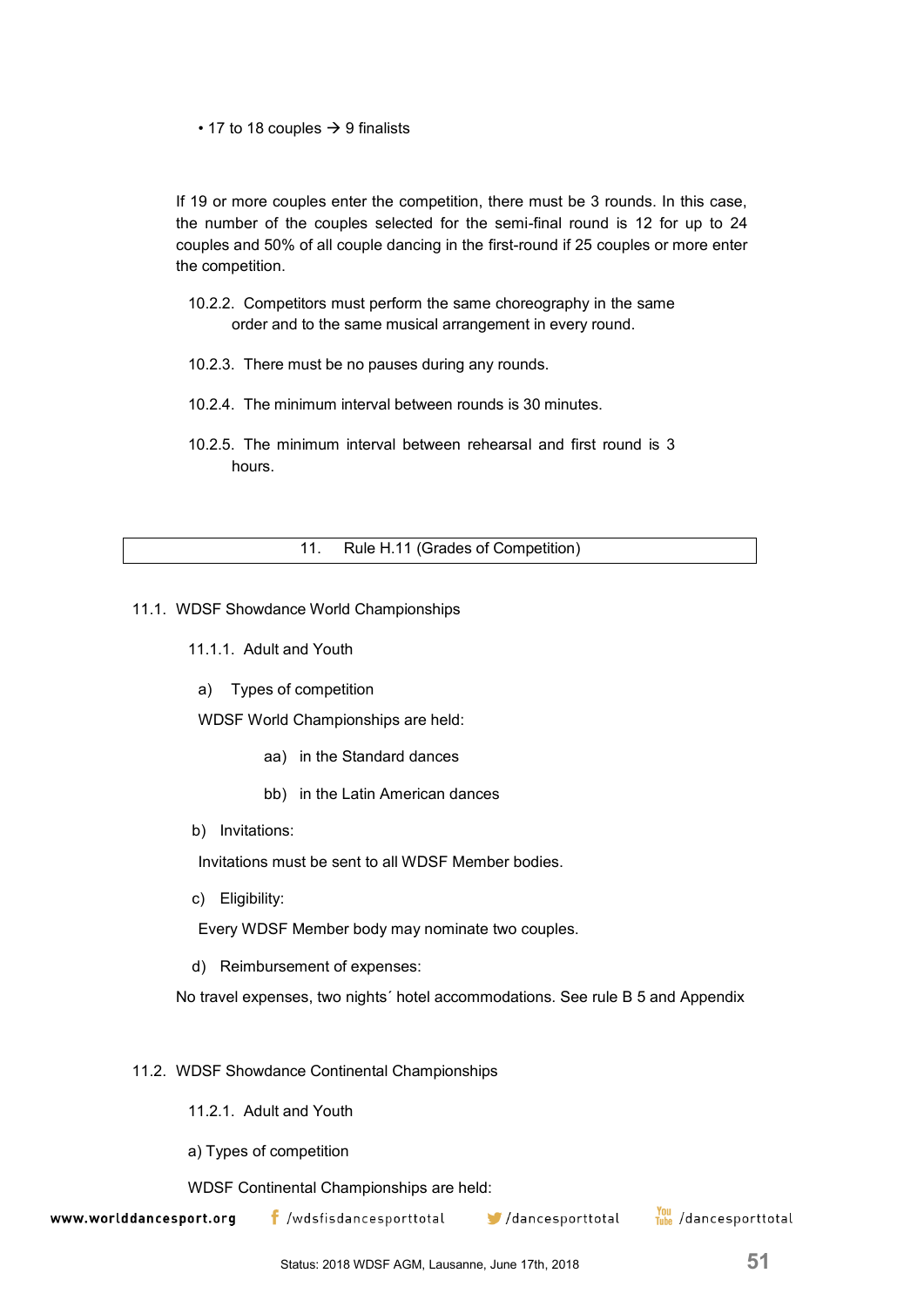- 17 to 18 couples → 9 finalists

If 19 or more couples enter the competition, there must be 3 rounds. In this case, the number of the couples selected for the semi-final round is 12 for up to 24 couples and 50% of all couple dancing in the first-round if 25 couples or more enter the competition.

10.2.2. Competitors must perform the same choreography in the same order and to the same musical arrangement in every round.

10.2.3. There must be no pauses during any rounds.

10.2.4. The minimum interval between rounds is 30 minutes.

10.2.5. The minimum interval between rehearsal and first round is 3 hours.

## 11. Rule H.11 (Grades of Competition)

### 11.1. WDSF Showdance World Championships

#### 11.1.1. Adult and Youth

a) Types of competition

WDSF World Championships are held:

- aa) in the Standard dances
- bb) in the Latin American dances

b) Invitations:

Invitations must be sent to all WDSF Member bodies.

c) Eligibility:

Every WDSF Member body may nominate two couples.

d) Reimbursement of expenses:

No travel expenses, two nights´ hotel accommodations. See rule B 5 and Appendix

### 11.2. WDSF Showdance Continental Championships

#### 11.2.1. Adult and Youth

a) Types of competition

WDSF Continental Championships are held: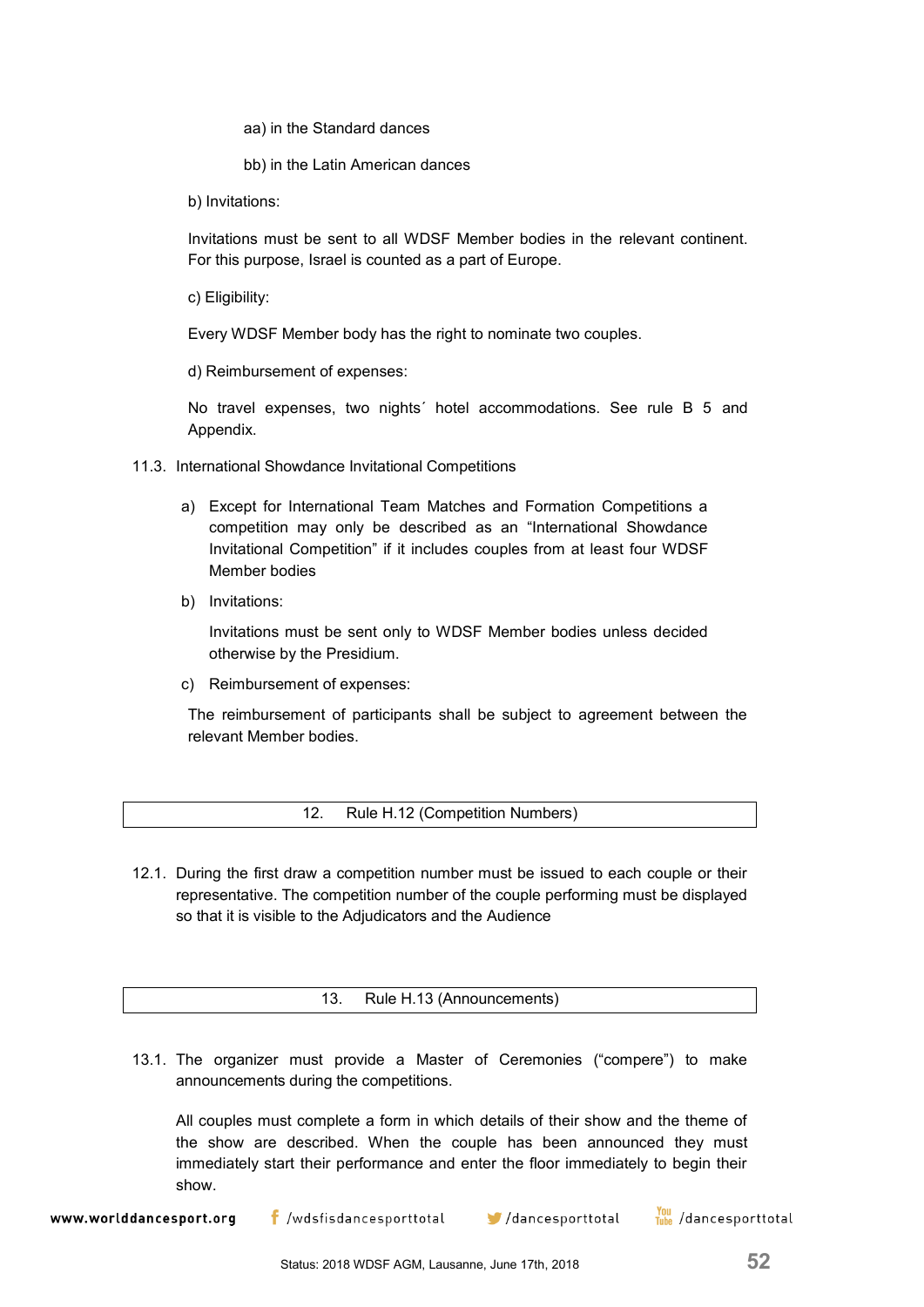aa) in the Standard dances

bb) in the Latin American dances

b) Invitations:

Invitations must be sent to all WDSF Member bodies in the relevant continent. For this purpose, Israel is counted as a part of Europe.

c) Eligibility:

Every WDSF Member body has the right to nominate two couples.

d) Reimbursement of expenses:

No travel expenses, two nights´ hotel accommodations. See rule B 5 and Appendix.

11.3. International Showdance Invitational Competitions

a) Except for International Team Matches and Formation Competitions a competition may only be described as an "International Showdance Invitational Competition" if it includes couples from at least four WDSF Member bodies

b) Invitations:

Invitations must be sent only to WDSF Member bodies unless decided otherwise by the Presidium.

c) Reimbursement of expenses:

The reimbursement of participants shall be subject to agreement between the relevant Member bodies.

## 12. Rule H.12 (Competition Numbers)

12.1. During the first draw a competition number must be issued to each couple or their representative. The competition number of the couple performing must be displayed so that it is visible to the Adjudicators and the Audience

## 13. Rule H.13 (Announcements)

13.1. The organizer must provide a Master of Ceremonies ("compere") to make announcements during the competitions.

All couples must complete a form in which details of their show and the theme of the show are described. When the couple has been announced they must immediately start their performance and enter the floor immediately to begin their show.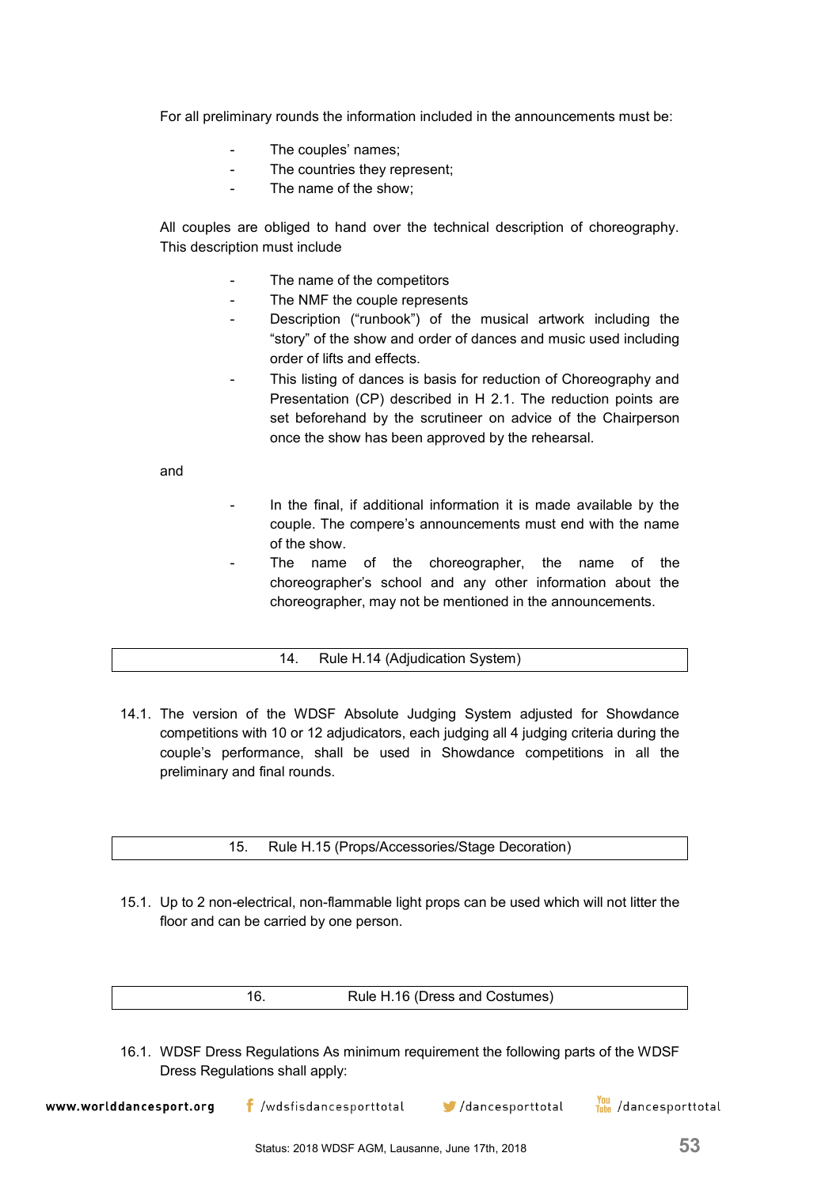For all preliminary rounds the information included in the announcements must be:

- The couples' names;
- The countries they represent;
- The name of the show;

All couples are obliged to hand over the technical description of choreography. This description must include

- The name of the competitors
- The NMF the couple represents
- Description ("runbook") of the musical artwork including the "story" of the show and order of dances and music used including order of lifts and effects.
- This listing of dances is basis for reduction of Choreography and Presentation (CP) described in H 2.1. The reduction points are set beforehand by the scrutineer on advice of the Chairperson once the show has been approved by the rehearsal.

and

- In the final, if additional information it is made available by the couple. The compere's announcements must end with the name of the show.
- The name of the choreographer, the name of the choreographer's school and any other information about the choreographer, may not be mentioned in the announcements.

## 14. Rule H.14 (Adjudication System)

14.1. The version of the WDSF Absolute Judging System adjusted for Showdance competitions with 10 or 12 adjudicators, each judging all 4 judging criteria during the couple's performance, shall be used in Showdance competitions in all the preliminary and final rounds.

## 15. Rule H.15 (Props/Accessories/Stage Decoration)

15.1. Up to 2 non-electrical, non-flammable light props can be used which will not litter the floor and can be carried by one person.

## 16. Rule H.16 (Dress and Costumes)

16.1. WDSF Dress Regulations As minimum requirement the following parts of the WDSF Dress Regulations shall apply: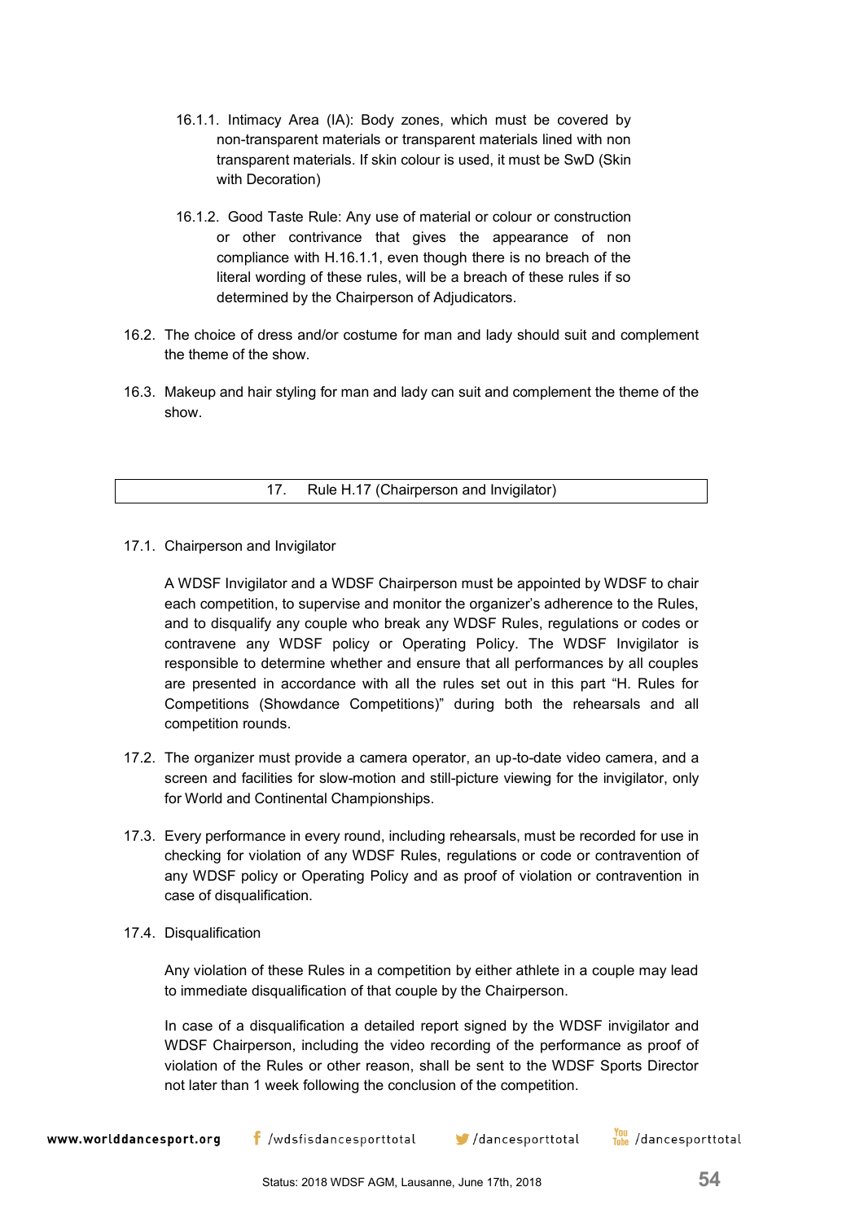16.1.1. Intimacy Area (IA): Body zones, which must be covered by non-transparent materials or transparent materials lined with non transparent materials. If skin colour is used, it must be SwD (Skin with Decoration)

16.1.2. Good Taste Rule: Any use of material or colour or construction or other contrivance that gives the appearance of non compliance with H.16.1.1, even though there is no breach of the literal wording of these rules, will be a breach of these rules if so determined by the Chairperson of Adjudicators.

16.2. The choice of dress and/or costume for man and lady should suit and complement the theme of the show.

16.3. Makeup and hair styling for man and lady can suit and complement the theme of the show.

## 17. Rule H.17 (Chairperson and Invigilator)

17.1. Chairperson and Invigilator

A WDSF Invigilator and a WDSF Chairperson must be appointed by WDSF to chair each competition, to supervise and monitor the organizer's adherence to the Rules, and to disqualify any couple who break any WDSF Rules, regulations or codes or contravene any WDSF policy or Operating Policy. The WDSF Invigilator is responsible to determine whether and ensure that all performances by all couples are presented in accordance with all the rules set out in this part "H. Rules for Competitions (Showdance Competitions)" during both the rehearsals and all competition rounds.

17.2. The organizer must provide a camera operator, an up-to-date video camera, and a screen and facilities for slow-motion and still-picture viewing for the invigilator, only for World and Continental Championships.

17.3. Every performance in every round, including rehearsals, must be recorded for use in checking for violation of any WDSF Rules, regulations or code or contravention of any WDSF policy or Operating Policy and as proof of violation or contravention in case of disqualification.

17.4. Disqualification

Any violation of these Rules in a competition by either athlete in a couple may lead to immediate disqualification of that couple by the Chairperson.

In case of a disqualification a detailed report signed by the WDSF invigilator and WDSF Chairperson, including the video recording of the performance as proof of violation of the Rules or other reason, shall be sent to the WDSF Sports Director not later than 1 week following the conclusion of the competition.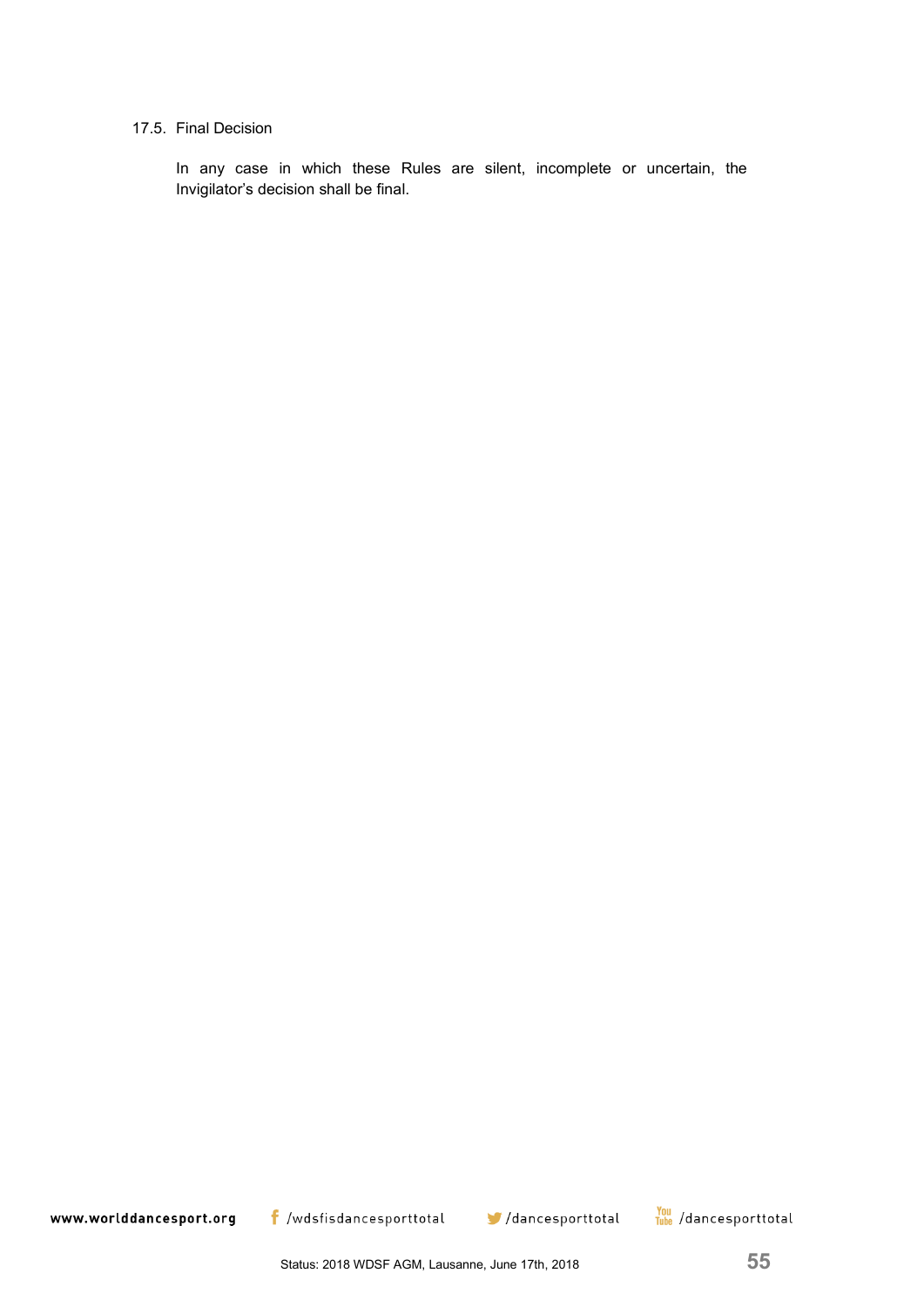### 17.5. Final Decision

In any case in which these Rules are silent, incomplete or uncertain, the Invigilator's decision shall be final.